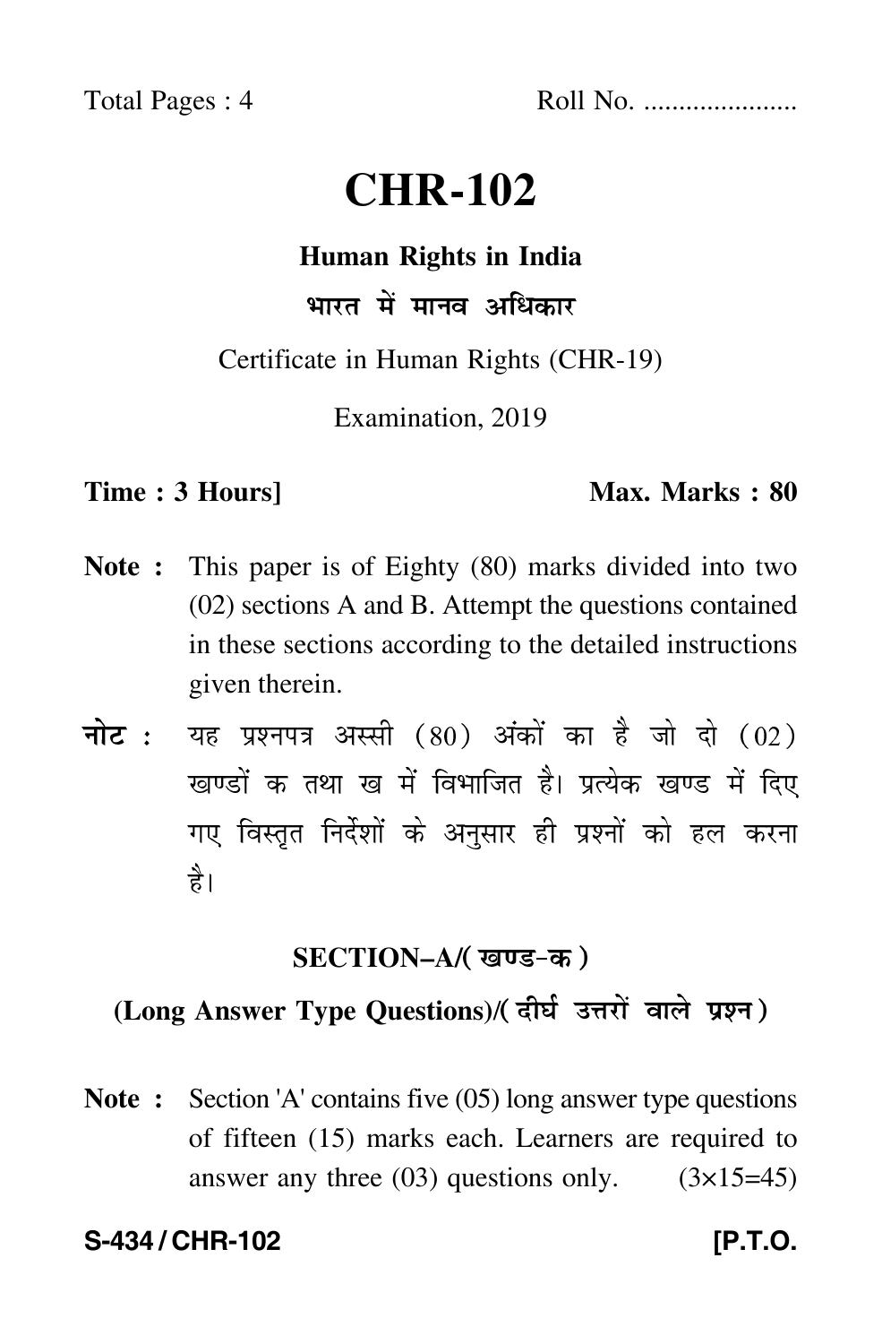Total Pages : 4 Roll No. .....................

# CHR-102

## Human Rights in India

## भारत में मानव अधिकार

Certificate in Human Rights (CHR-19)

Examination, 2019

**Time : 3 Hours]** **Max. Marks : 80**

**Note :** This paper is of Eighty (80) marks divided into two (02) sections A and B. Attempt the questions contained in these sections according to the detailed instructions given therein.

**नोट :** यह प्रश्नपत्र अस्सी (80) अंकों का है जो दो (02) खण्डों क तथा ख में विभाजित है। प्रत्येक खण्ड में दिए गए विस्तृत निर्देशों के अनुसार ही प्रश्नों को हल करना है।

### SECTION–A/(खण्ड-क)

### (Long Answer Type Questions)/(दीर्घ उत्तरों वाले प्रश्न)

**Note :** Section 'A' contains five (05) long answer type questions of fifteen (15) marks each. Learners are required to answer any three (03) questions only. (3×15=45)

**S-434 / CHR-102** **[P.T.O.**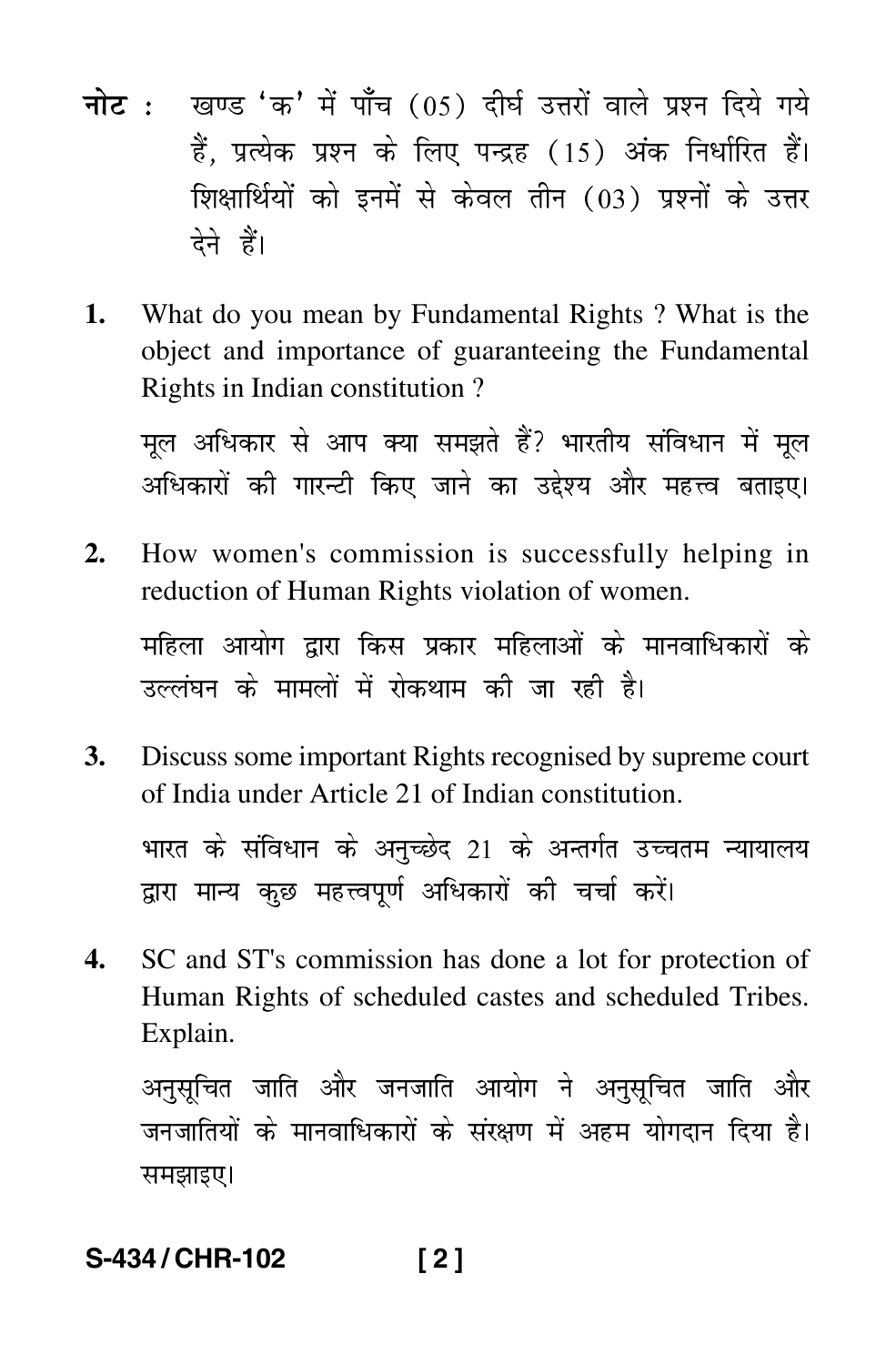**नोट :** खण्ड 'क' में पाँच (05) दीर्घ उत्तरों वाले प्रश्न दिये गये हैं, प्रत्येक प्रश्न के लिए पन्द्रह (15) अंक निर्धारित हैं। शिक्षार्थियों को इनमें से केवल तीन (03) प्रश्नों के उत्तर देने हैं।

**1.** What do you mean by Fundamental Rights ? What is the object and importance of guaranteeing the Fundamental Rights in Indian constitution ?

मूल अधिकार से आप क्या समझते हैं? भारतीय संविधान में मूल अधिकारों की गारन्टी किए जाने का उद्देश्य और महत्त्व बताइए।

**2.** How women's commission is successfully helping in reduction of Human Rights violation of women.

महिला आयोग द्वारा किस प्रकार महिलाओं के मानवाधिकारों के उल्लंघन के मामलों में रोकथाम की जा रही है।

**3.** Discuss some important Rights recognised by supreme court of India under Article 21 of Indian constitution.

भारत के संविधान के अनुच्छेद 21 के अन्तर्गत उच्चतम न्यायालय द्वारा मान्य कुछ महत्त्वपूर्ण अधिकारों की चर्चा करें।

**4.** SC and ST's commission has done a lot for protection of Human Rights of scheduled castes and scheduled Tribes. Explain.

अनुसूचित जाति और जनजाति आयोग ने अनुसूचित जाति और जनजातियों के मानवाधिकारों के संरक्षण में अहम योगदान दिया है। समझाइए।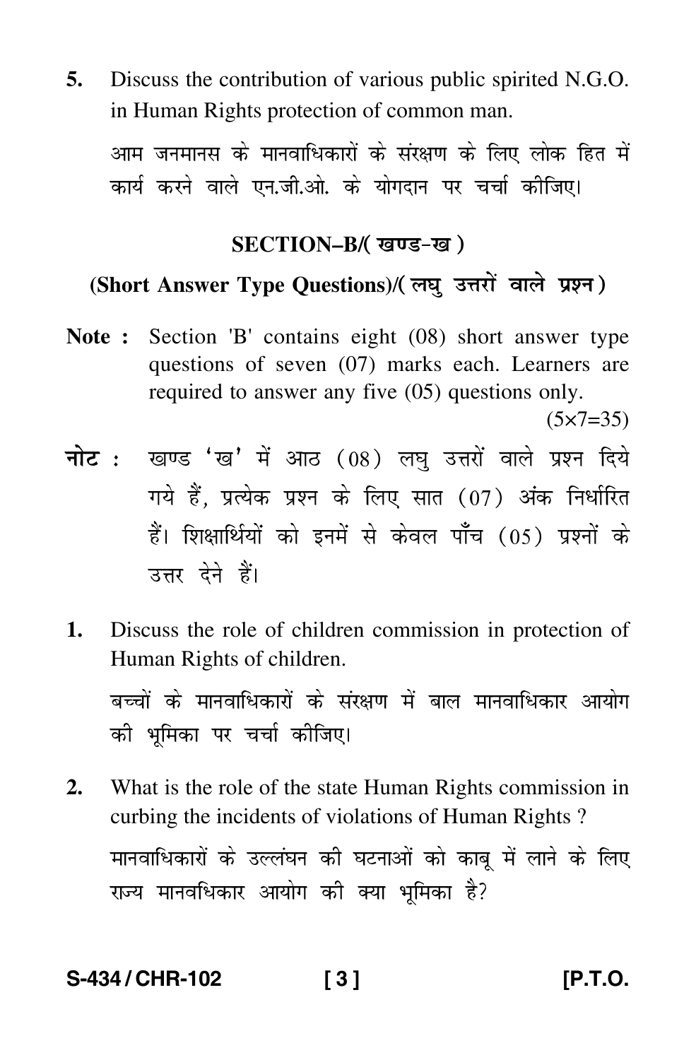5. Discuss the contribution of various public spirited N.G.O. in Human Rights protection of common man.

   आम जनमानस के मानवाधिकारों के संरक्षण के लिए लोक हित में कार्य करने वाले एन.जी.ओ. के योगदान पर चर्चा कीजिए।

## SECTION–B/( खण्ड-ख )

### (Short Answer Type Questions)/( लघु उत्तरों वाले प्रश्न )

**Note :** Section 'B' contains eight (08) short answer type questions of seven (07) marks each. Learners are required to answer any five (05) questions only. (5×7=35)

**नोट :** खण्ड 'ख' में आठ (08) लघु उत्तरों वाले प्रश्न दिये गये हैं, प्रत्येक प्रश्न के लिए सात (07) अंक निर्धारित हैं। शिक्षार्थियों को इनमें से केवल पाँच (05) प्रश्नों के उत्तर देने हैं।

1. Discuss the role of children commission in protection of Human Rights of children.

   बच्चों के मानवाधिकारों के संरक्षण में बाल मानवाधिकार आयोग की भूमिका पर चर्चा कीजिए।

2. What is the role of the state Human Rights commission in curbing the incidents of violations of Human Rights ?

   मानवाधिकारों के उल्लंघन की घटनाओं को काबू में लाने के लिए राज्य मानवधिकार आयोग की क्या भूमिका है?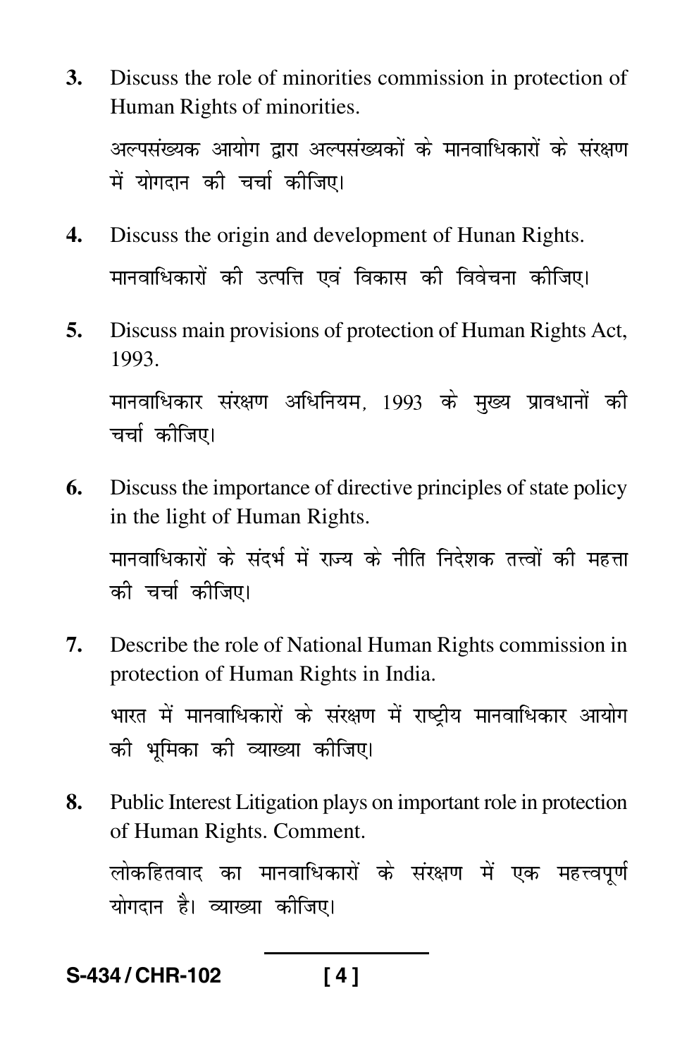3. Discuss the role of minorities commission in protection of Human Rights of minorities.

   अल्पसंख्यक आयोग द्वारा अल्पसंख्यकों के मानवाधिकारों के संरक्षण में योगदान की चर्चा कीजिए।

4. Discuss the origin and development of Hunan Rights.

   मानवाधिकारों की उत्पत्ति एवं विकास की विवेचना कीजिए।

5. Discuss main provisions of protection of Human Rights Act, 1993.

   मानवाधिकार संरक्षण अधिनियम, 1993 के मुख्य प्रावधानों की चर्चा कीजिए।

6. Discuss the importance of directive principles of state policy in the light of Human Rights.

   मानवाधिकारों के संदर्भ में राज्य के नीति निदेशक तत्त्वों की महत्ता की चर्चा कीजिए।

7. Describe the role of National Human Rights commission in protection of Human Rights in India.

   भारत में मानवाधिकारों के संरक्षण में राष्ट्रीय मानवाधिकार आयोग की भूमिका की व्याख्या कीजिए।

8. Public Interest Litigation plays on important role in protection of Human Rights. Comment.

   लोकहितवाद का मानवाधिकारों के संरक्षण में एक महत्त्वपूर्ण योगदान है। व्याख्या कीजिए।

---

S-434 / CHR-102